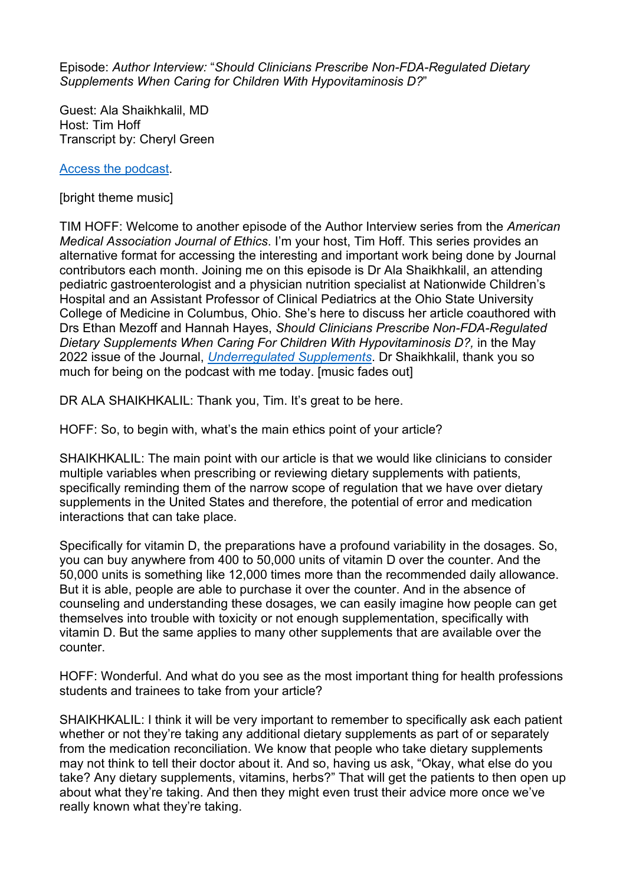Episode: *Author Interview:* "*Should Clinicians Prescribe Non-FDA-Regulated Dietary Supplements When Caring for Children With Hypovitaminosis D?*"

Guest: Ala Shaikhkalil, MD
Host: Tim Hoff
Transcript by: Cheryl Green

[Access the podcast](#).

[bright theme music]

TIM HOFF: Welcome to another episode of the Author Interview series from the *American Medical Association Journal of Ethics*. I'm your host, Tim Hoff. This series provides an alternative format for accessing the interesting and important work being done by Journal contributors each month. Joining me on this episode is Dr Ala Shaikhkalil, an attending pediatric gastroenterologist and a physician nutrition specialist at Nationwide Children's Hospital and an Assistant Professor of Clinical Pediatrics at the Ohio State University College of Medicine in Columbus, Ohio. She's here to discuss her article coauthored with Drs Ethan Mezoff and Hannah Hayes, *Should Clinicians Prescribe Non-FDA-Regulated Dietary Supplements When Caring For Children With Hypovitaminosis D?,* in the May 2022 issue of the Journal, [*Underregulated Supplements*](#). Dr Shaikhkalil, thank you so much for being on the podcast with me today. [music fades out]

DR ALA SHAIKHKALIL: Thank you, Tim. It's great to be here.

HOFF: So, to begin with, what's the main ethics point of your article?

SHAIKHKALIL: The main point with our article is that we would like clinicians to consider multiple variables when prescribing or reviewing dietary supplements with patients, specifically reminding them of the narrow scope of regulation that we have over dietary supplements in the United States and therefore, the potential of error and medication interactions that can take place.

Specifically for vitamin D, the preparations have a profound variability in the dosages. So, you can buy anywhere from 400 to 50,000 units of vitamin D over the counter. And the 50,000 units is something like 12,000 times more than the recommended daily allowance. But it is able, people are able to purchase it over the counter. And in the absence of counseling and understanding these dosages, we can easily imagine how people can get themselves into trouble with toxicity or not enough supplementation, specifically with vitamin D. But the same applies to many other supplements that are available over the counter.

HOFF: Wonderful. And what do you see as the most important thing for health professions students and trainees to take from your article?

SHAIKHKALIL: I think it will be very important to remember to specifically ask each patient whether or not they're taking any additional dietary supplements as part of or separately from the medication reconciliation. We know that people who take dietary supplements may not think to tell their doctor about it. And so, having us ask, "Okay, what else do you take? Any dietary supplements, vitamins, herbs?" That will get the patients to then open up about what they're taking. And then they might even trust their advice more once we've really known what they're taking.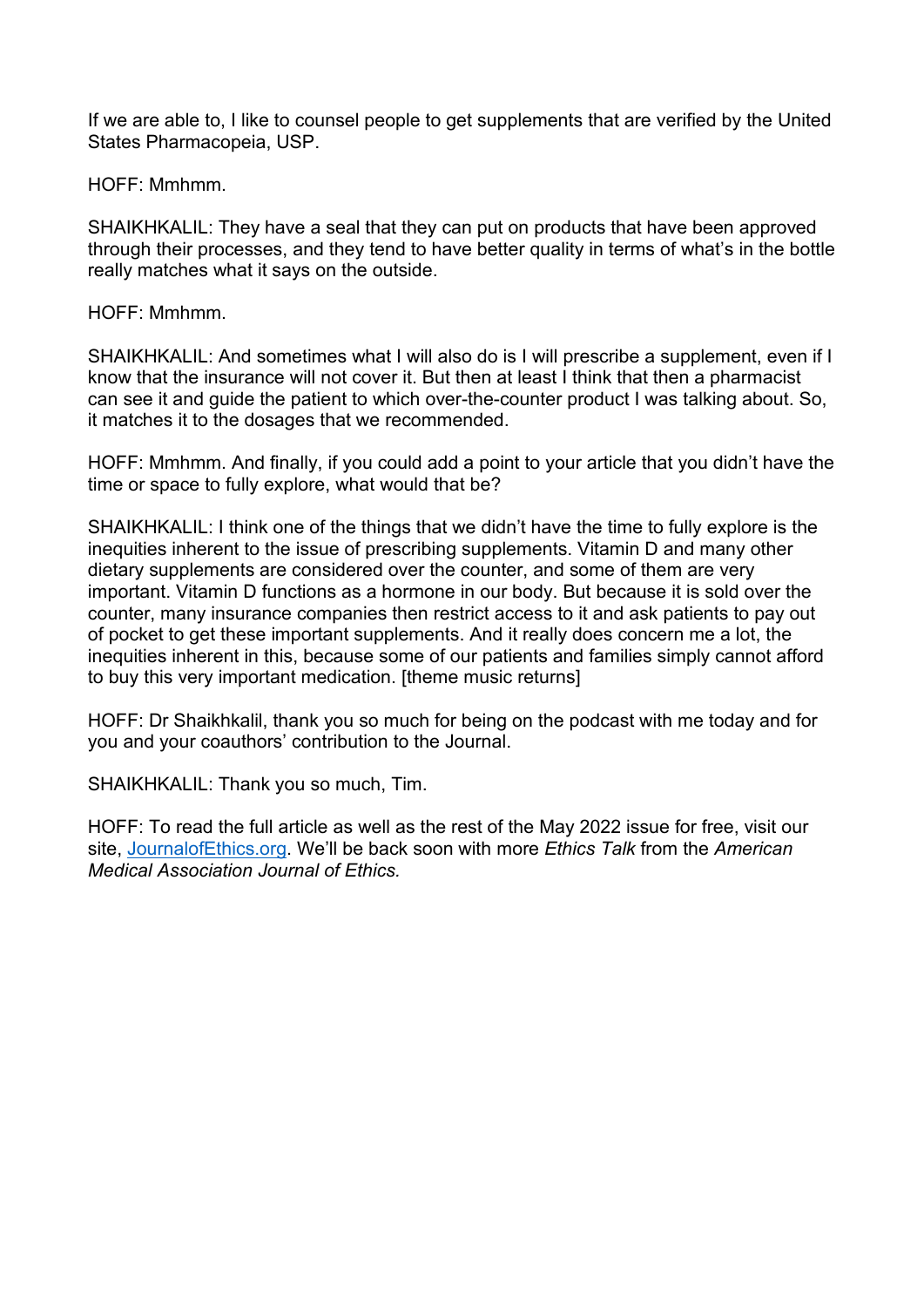If we are able to, I like to counsel people to get supplements that are verified by the United States Pharmacopeia, USP.

HOFF: Mmhmm.

SHAIKHKALIL: They have a seal that they can put on products that have been approved through their processes, and they tend to have better quality in terms of what's in the bottle really matches what it says on the outside.

HOFF: Mmhmm.

SHAIKHKALIL: And sometimes what I will also do is I will prescribe a supplement, even if I know that the insurance will not cover it. But then at least I think that then a pharmacist can see it and guide the patient to which over-the-counter product I was talking about. So, it matches it to the dosages that we recommended.

HOFF: Mmhmm. And finally, if you could add a point to your article that you didn't have the time or space to fully explore, what would that be?

SHAIKHKALIL: I think one of the things that we didn't have the time to fully explore is the inequities inherent to the issue of prescribing supplements. Vitamin D and many other dietary supplements are considered over the counter, and some of them are very important. Vitamin D functions as a hormone in our body. But because it is sold over the counter, many insurance companies then restrict access to it and ask patients to pay out of pocket to get these important supplements. And it really does concern me a lot, the inequities inherent in this, because some of our patients and families simply cannot afford to buy this very important medication. [theme music returns]

HOFF: Dr Shaikhkalil, thank you so much for being on the podcast with me today and for you and your coauthors' contribution to the Journal.

SHAIKHKALIL: Thank you so much, Tim.

HOFF: To read the full article as well as the rest of the May 2022 issue for free, visit our site, JournalofEthics.org. We'll be back soon with more *Ethics Talk* from the *American Medical Association Journal of Ethics.*